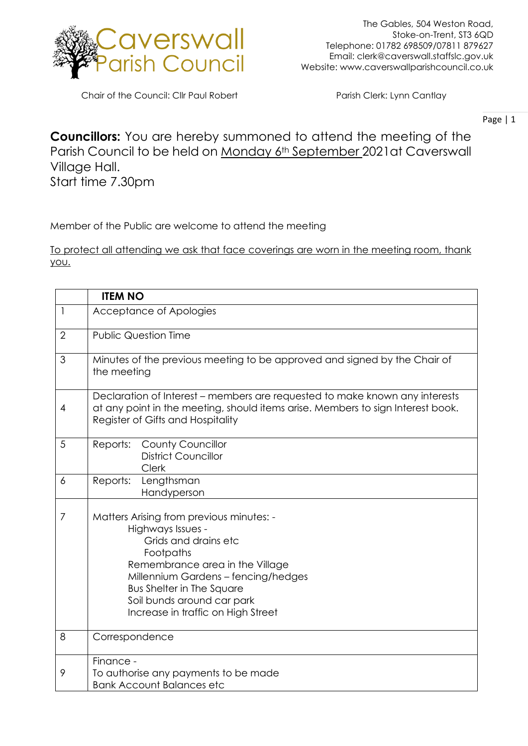Caverswall Parish Council

The Gables, 504 Weston Road,
Stoke-on-Trent, ST3 6QD
Telephone: 01782 698509/07811 879627
Email: clerk@caverswall.staffslc.gov.uk
Website: www.caverswallparishcouncil.co.uk

Chair of the Council: Cllr Paul Robert

Parish Clerk: Lynn Cantlay

**Councillors:** You are hereby summoned to attend the meeting of the Parish Council to be held on <u>Monday 6th September</u> 2021at Caverswall Village Hall.
Start time 7.30pm

Member of the Public are welcome to attend the meeting

<u>To protect all attending we ask that face coverings are worn in the meeting room, thank you.</u>

| | **ITEM NO** |
|---|---|
| 1 | Acceptance of Apologies |
| 2 | Public Question Time |
| 3 | Minutes of the previous meeting to be approved and signed by the Chair of the meeting |
| 4 | Declaration of Interest – members are requested to make known any interests at any point in the meeting, should items arise. Members to sign Interest book. Register of Gifts and Hospitality |
| 5 | Reports: County Councillor<br>District Councillor<br>Clerk |
| 6 | Reports: Lengthsman<br>Handyperson |
| 7 | Matters Arising from previous minutes: -<br>Highways Issues -<br>Grids and drains etc<br>Footpaths<br>Remembrance area in the Village<br>Millennium Gardens – fencing/hedges<br>Bus Shelter in The Square<br>Soil bunds around car park<br>Increase in traffic on High Street |
| 8 | Correspondence |
| 9 | Finance -<br>To authorise any payments to be made<br>Bank Account Balances etc |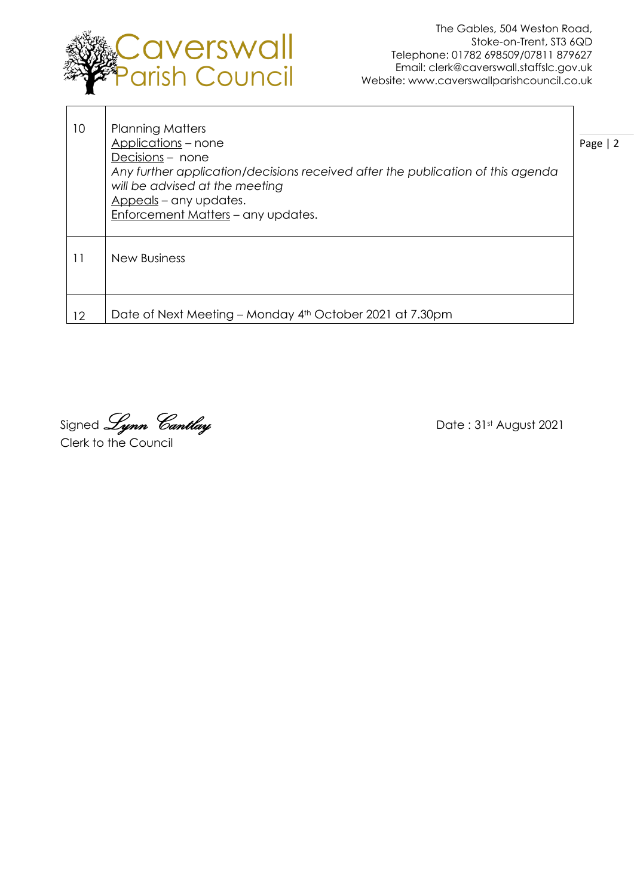| | |
|---|---|
| 10 | Planning Matters<br>Applications – none<br>Decisions – none<br>*Any further application/decisions received after the publication of this agenda will be advised at the meeting*<br>Appeals – any updates.<br>Enforcement Matters – any updates. |
| 11 | New Business |
| 12 | Date of Next Meeting – Monday 4th October 2021 at 7.30pm |

Signed *Lynn Cantlay*
Clerk to the Council

Date : 31st August 2021